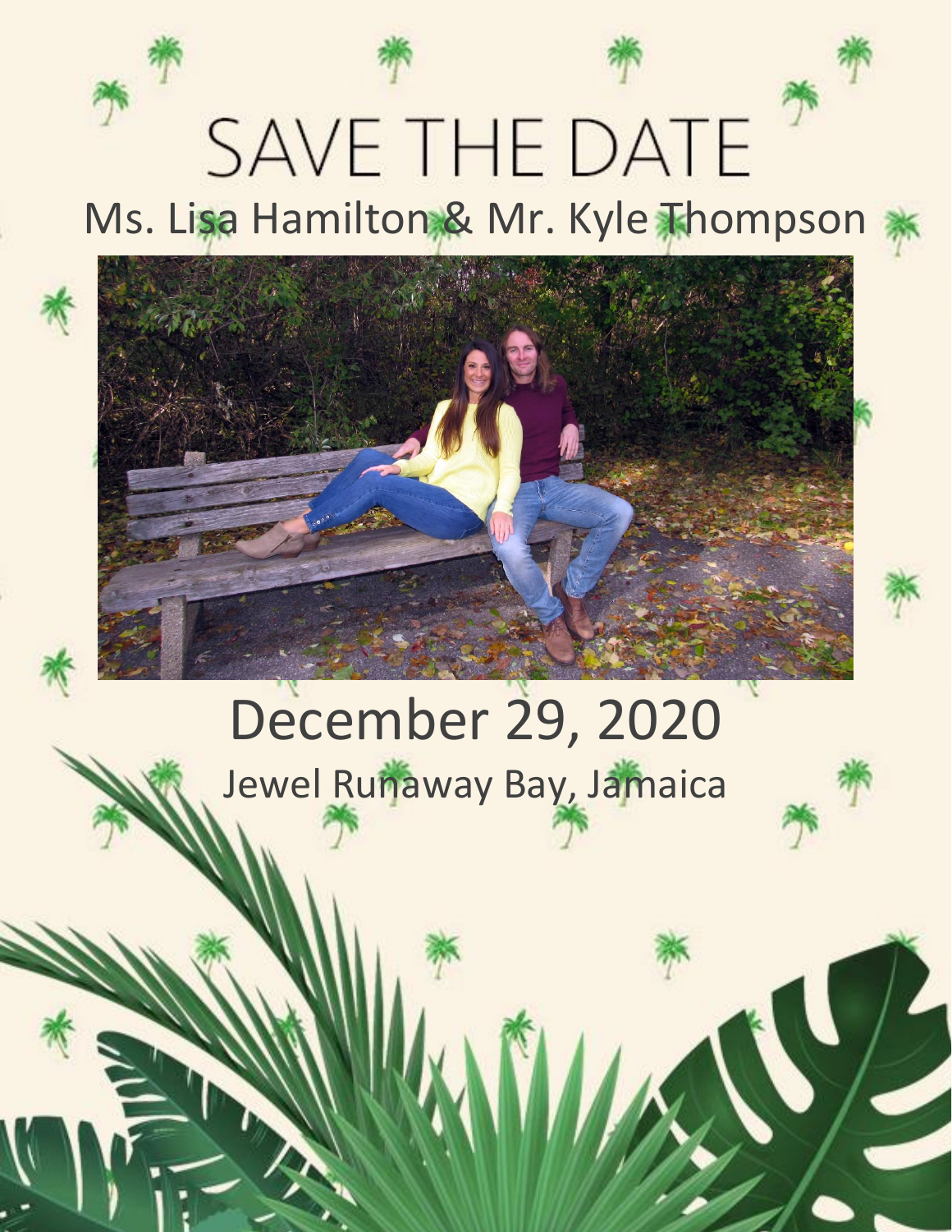# SAVE THE DATE

## Ms. Lisa Hamilton & Mr. Kyle Thompson

## December 29, 2020

Jewel Runaway Bay, Jamaica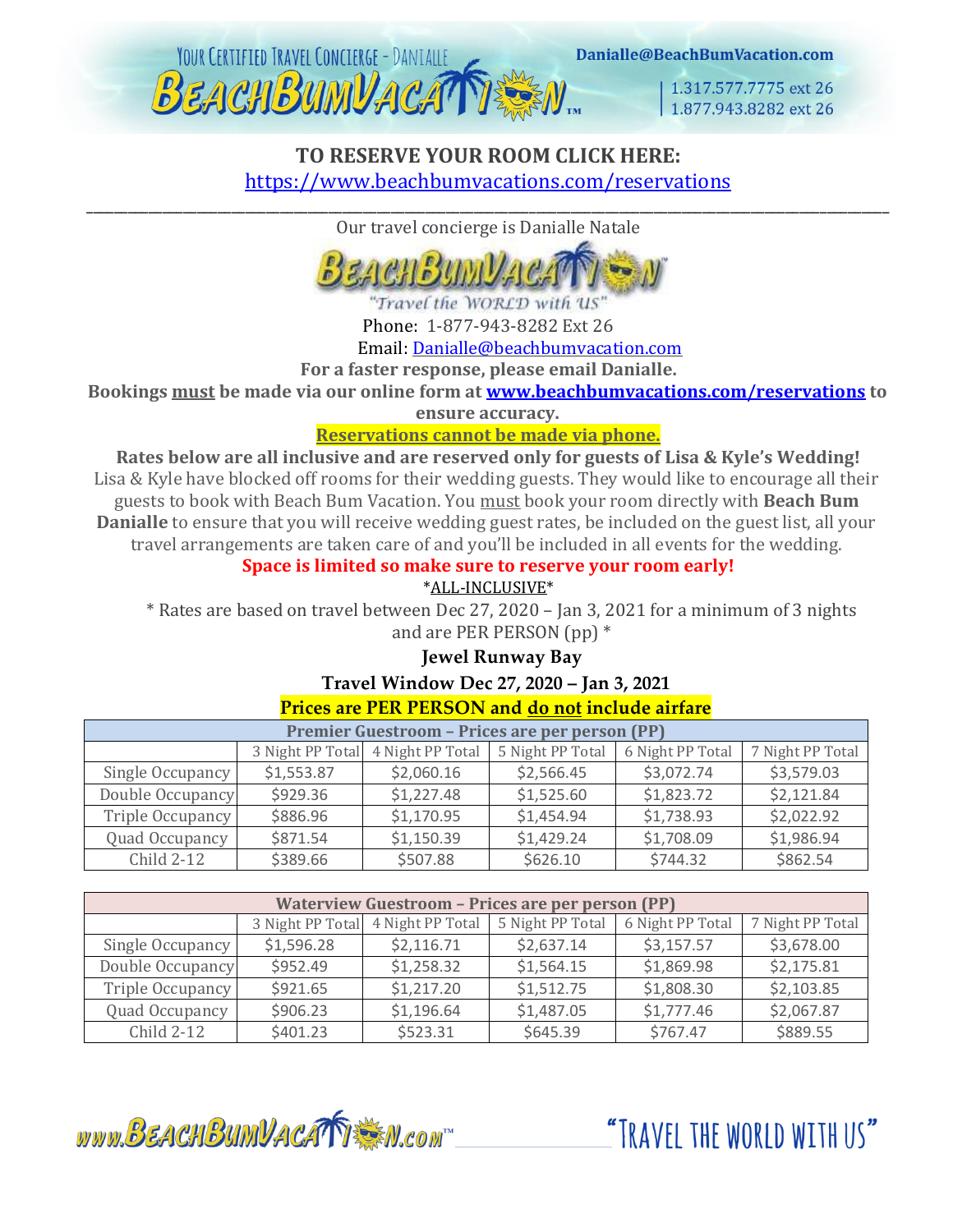YOUR CERTIFIED TRAVEL CONCIERGE - DANIALLE

BEACHBUMVACATION™

Danialle@BeachBumVacation.com

1.317.577.7775 ext 26
1.877.943.8282 ext 26

**TO RESERVE YOUR ROOM CLICK HERE:**
[https://www.beachbumvacations.com/reservations](https://www.beachbumvacations.com/reservations)

---

Our travel concierge is Danialle Natale

BEACHBUMVACATION™
"Travel the WORLD with US"

Phone: 1-877-943-8282 Ext 26
Email: [Danialle@beachbumvacation.com](mailto:Danialle@beachbumvacation.com)

**For a faster response, please email Danialle.**

**Bookings must be made via our online form at [www.beachbumvacations.com/reservations](http://www.beachbumvacations.com/reservations) to ensure accuracy.**

**Reservations cannot be made via phone.**

**Rates below are all inclusive and are reserved only for guests of Lisa & Kyle's Wedding!**
Lisa & Kyle have blocked off rooms for their wedding guests. They would like to encourage all their guests to book with Beach Bum Vacation. You must book your room directly with **Beach Bum Danialle** to ensure that you will receive wedding guest rates, be included on the guest list, all your travel arrangements are taken care of and you'll be included in all events for the wedding.

**Space is limited so make sure to reserve your room early!**

*ALL-INCLUSIVE*

* Rates are based on travel between Dec 27, 2020 – Jan 3, 2021 for a minimum of 3 nights and are PER PERSON (pp) *

**Jewel Runway Bay**

**Travel Window Dec 27, 2020 – Jan 3, 2021**

**Prices are PER PERSON and do not include airfare**

| Premier Guestroom – Prices are per person (PP) | | | | | |
|---|---|---|---|---|---|
| | 3 Night PP Total | 4 Night PP Total | 5 Night PP Total | 6 Night PP Total | 7 Night PP Total |
| Single Occupancy | $1,553.87 | $2,060.16 | $2,566.45 | $3,072.74 | $3,579.03 |
| Double Occupancy | $929.36 | $1,227.48 | $1,525.60 | $1,823.72 | $2,121.84 |
| Triple Occupancy | $886.96 | $1,170.95 | $1,454.94 | $1,738.93 | $2,022.92 |
| Quad Occupancy | $871.54 | $1,150.39 | $1,429.24 | $1,708.09 | $1,986.94 |
| Child 2-12 | $389.66 | $507.88 | $626.10 | $744.32 | $862.54 |

| Waterview Guestroom – Prices are per person (PP) | | | | | |
|---|---|---|---|---|---|
| | 3 Night PP Total | 4 Night PP Total | 5 Night PP Total | 6 Night PP Total | 7 Night PP Total |
| Single Occupancy | $1,596.28 | $2,116.71 | $2,637.14 | $3,157.57 | $3,678.00 |
| Double Occupancy | $952.49 | $1,258.32 | $1,564.15 | $1,869.98 | $2,175.81 |
| Triple Occupancy | $921.65 | $1,217.20 | $1,512.75 | $1,808.30 | $2,103.85 |
| Quad Occupancy | $906.23 | $1,196.64 | $1,487.05 | $1,777.46 | $2,067.87 |
| Child 2-12 | $401.23 | $523.31 | $645.39 | $767.47 | $889.55 |

www.BEACHBUMVACATION.com™ "TRAVEL THE WORLD WITH US"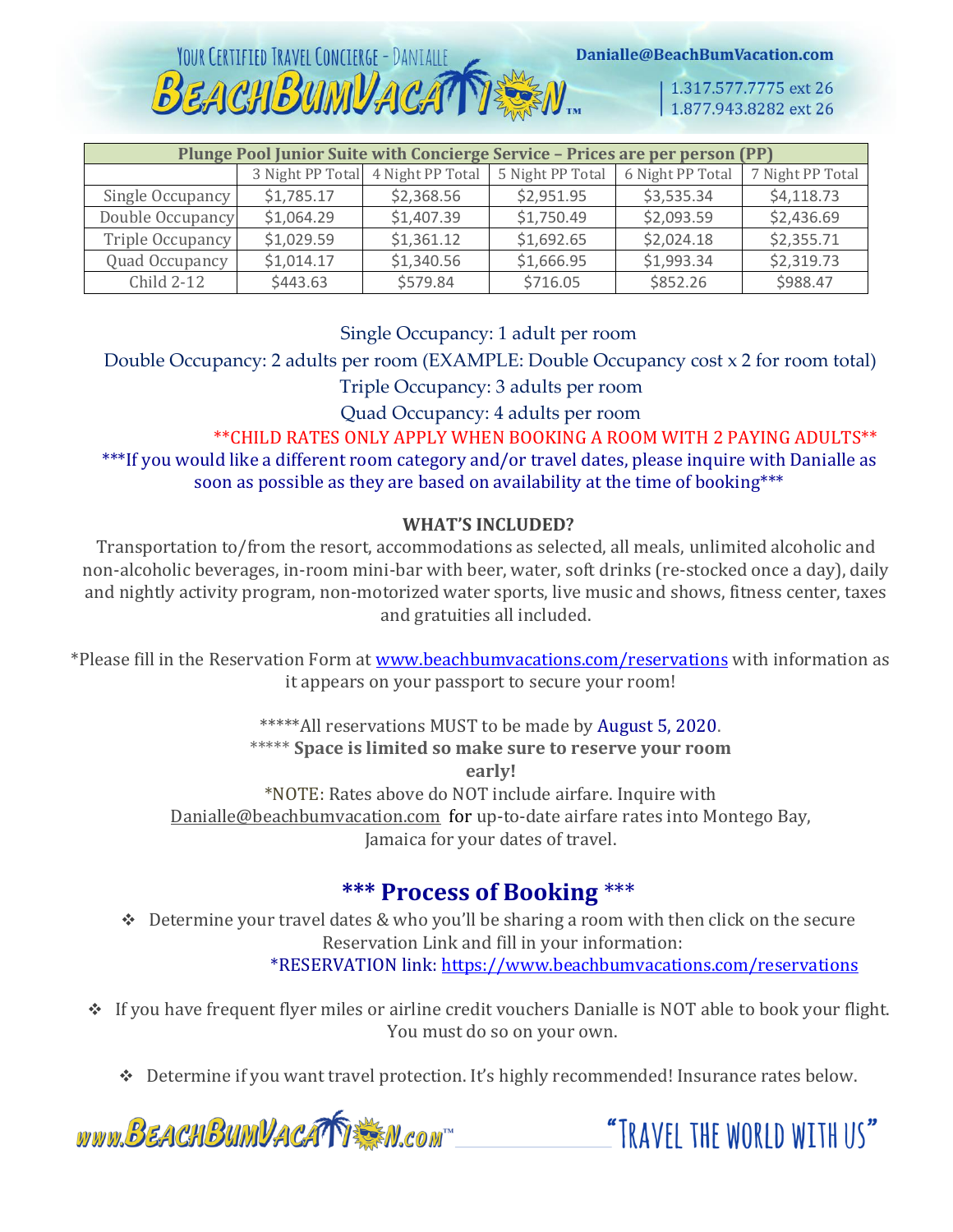| Plunge Pool Junior Suite with Concierge Service – Prices are per person (PP) | | | | | |
|---|---|---|---|---|---|
| | 3 Night PP Total | 4 Night PP Total | 5 Night PP Total | 6 Night PP Total | 7 Night PP Total |
| Single Occupancy | $1,785.17 | $2,368.56 | $2,951.95 | $3,535.34 | $4,118.73 |
| Double Occupancy | $1,064.29 | $1,407.39 | $1,750.49 | $2,093.59 | $2,436.69 |
| Triple Occupancy | $1,029.59 | $1,361.12 | $1,692.65 | $2,024.18 | $2,355.71 |
| Quad Occupancy | $1,014.17 | $1,340.56 | $1,666.95 | $1,993.34 | $2,319.73 |
| Child 2-12 | $443.63 | $579.84 | $716.05 | $852.26 | $988.47 |

Single Occupancy: 1 adult per room

Double Occupancy: 2 adults per room (EXAMPLE: Double Occupancy cost x 2 for room total)

Triple Occupancy: 3 adults per room

Quad Occupancy: 4 adults per room

**CHILD RATES ONLY APPLY WHEN BOOKING A ROOM WITH 2 PAYING ADULTS**

***If you would like a different room category and/or travel dates, please inquire with Danialle as soon as possible as they are based on availability at the time of booking***

**WHAT'S INCLUDED?**

Transportation to/from the resort, accommodations as selected, all meals, unlimited alcoholic and non-alcoholic beverages, in-room mini-bar with beer, water, soft drinks (re-stocked once a day), daily and nightly activity program, non-motorized water sports, live music and shows, fitness center, taxes and gratuities all included.

*Please fill in the Reservation Form at www.beachbumvacations.com/reservations with information as it appears on your passport to secure your room!

*****All reservations MUST to be made by August 5, 2020.

***** **Space is limited so make sure to reserve your room early!**

*NOTE: Rates above do NOT include airfare. Inquire with Danialle@beachbumvacation.com for up-to-date airfare rates into Montego Bay, Jamaica for your dates of travel.

## *** Process of Booking ***

- Determine your travel dates & who you'll be sharing a room with then click on the secure Reservation Link and fill in your information:
  *RESERVATION link: https://www.beachbumvacations.com/reservations
- If you have frequent flyer miles or airline credit vouchers Danialle is NOT able to book your flight. You must do so on your own.
- Determine if you want travel protection. It's highly recommended! Insurance rates below.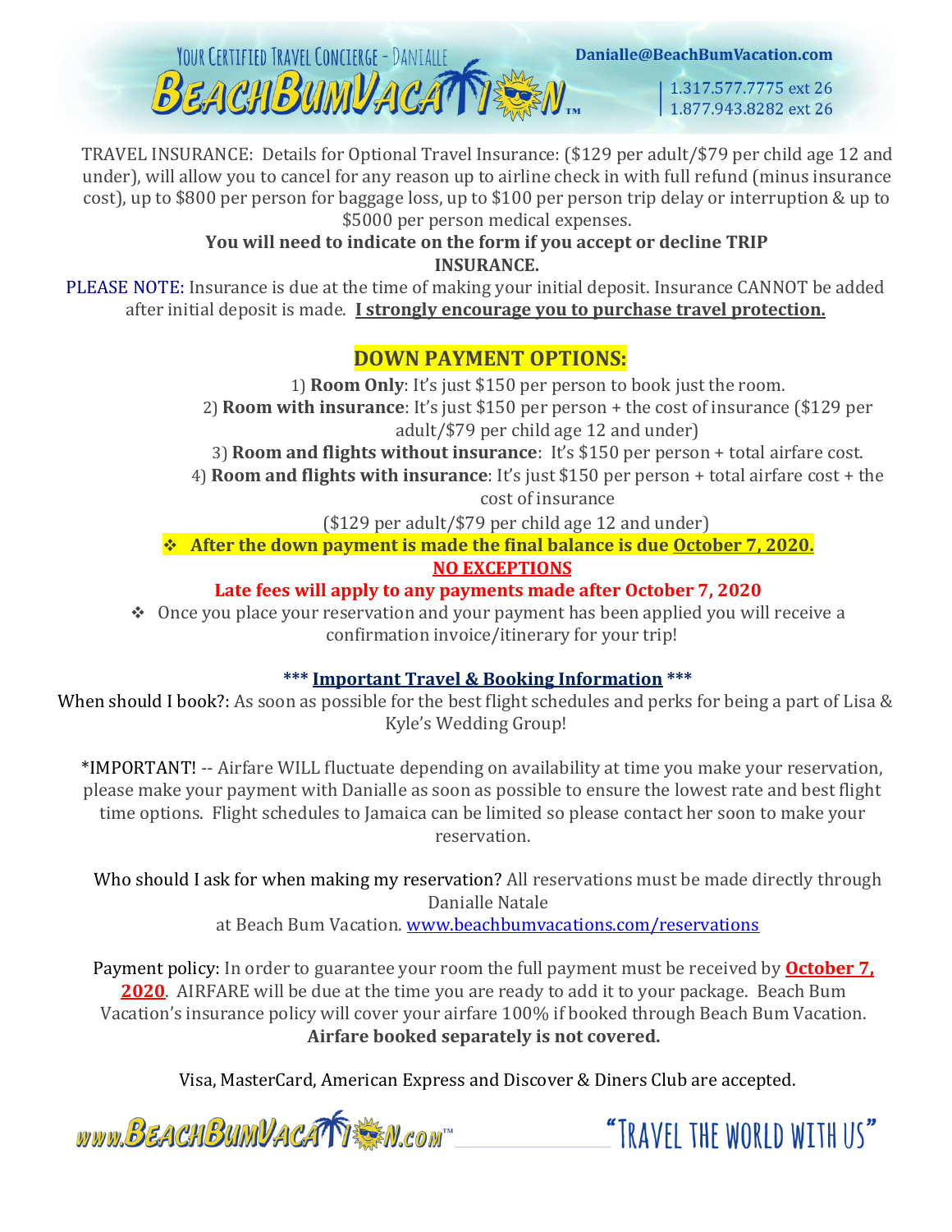TRAVEL INSURANCE: Details for Optional Travel Insurance: ($129 per adult/$79 per child age 12 and under), will allow you to cancel for any reason up to airline check in with full refund (minus insurance cost), up to $800 per person for baggage loss, up to $100 per person trip delay or interruption & up to $5000 per person medical expenses.

**You will need to indicate on the form if you accept or decline TRIP INSURANCE.**

PLEASE NOTE: Insurance is due at the time of making your initial deposit. Insurance CANNOT be added after initial deposit is made. **I strongly encourage you to purchase travel protection.**

## DOWN PAYMENT OPTIONS:

1) **Room Only**: It's just $150 per person to book just the room.
2) **Room with insurance**: It's just $150 per person + the cost of insurance ($129 per adult/$79 per child age 12 and under)
3) **Room and flights without insurance**: It's $150 per person + total airfare cost.
4) **Room and flights with insurance**: It's just $150 per person + total airfare cost + the cost of insurance ($129 per adult/$79 per child age 12 and under)

- **After the down payment is made the final balance is due October 7, 2020.**

**NO EXCEPTIONS**

**Late fees will apply to any payments made after October 7, 2020**

- Once you place your reservation and your payment has been applied you will receive a confirmation invoice/itinerary for your trip!

### *** Important Travel & Booking Information ***

When should I book?: As soon as possible for the best flight schedules and perks for being a part of Lisa & Kyle's Wedding Group!

*IMPORTANT! -- Airfare WILL fluctuate depending on availability at time you make your reservation, please make your payment with Danialle as soon as possible to ensure the lowest rate and best flight time options. Flight schedules to Jamaica can be limited so please contact her soon to make your reservation.

Who should I ask for when making my reservation? All reservations must be made directly through Danialle Natale at Beach Bum Vacation. www.beachbumvacations.com/reservations

Payment policy: In order to guarantee your room the full payment must be received by **October 7, 2020**. AIRFARE will be due at the time you are ready to add it to your package. Beach Bum Vacation's insurance policy will cover your airfare 100% if booked through Beach Bum Vacation. **Airfare booked separately is not covered.**

Visa, MasterCard, American Express and Discover & Diners Club are accepted.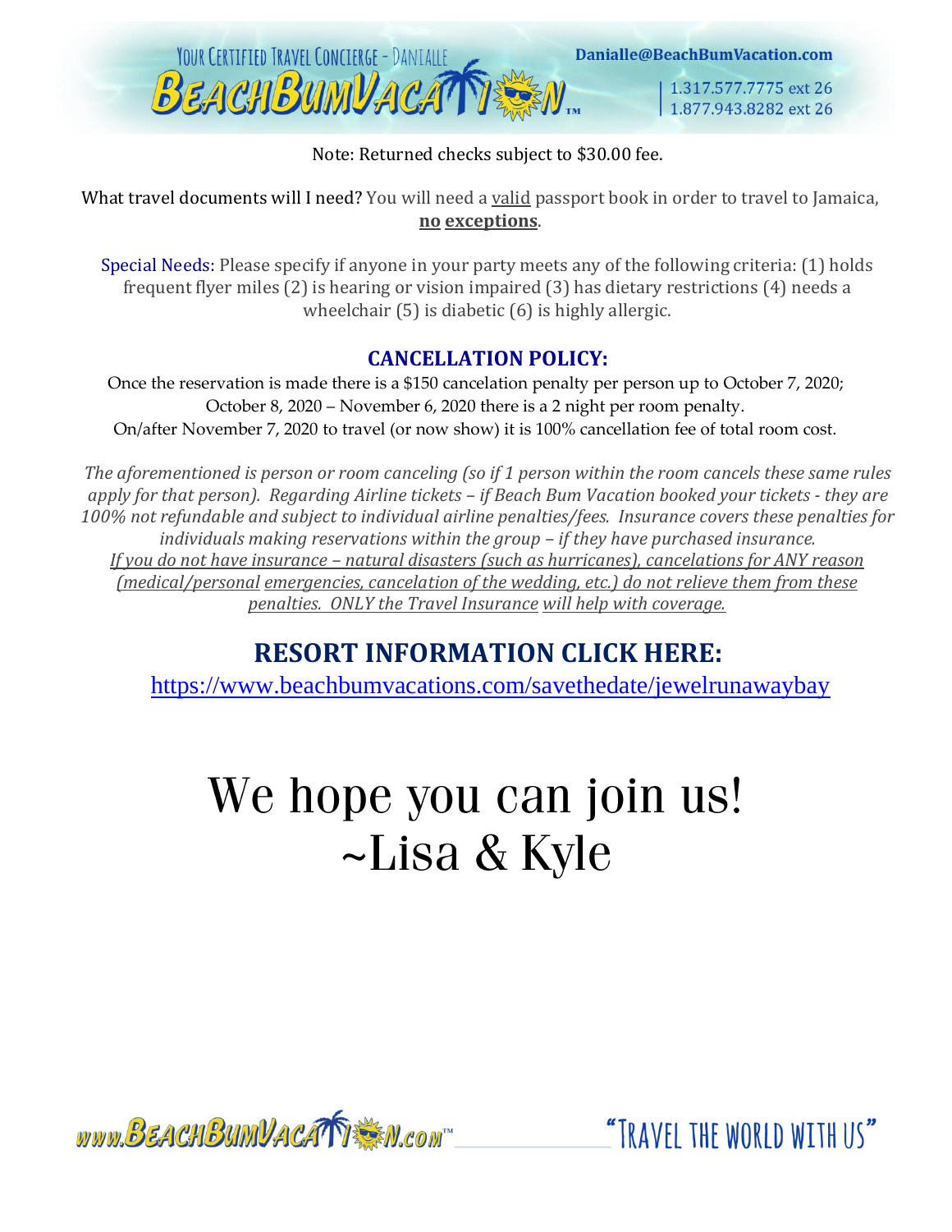Note: Returned checks subject to $30.00 fee.

What travel documents will I need? You will need a valid passport book in order to travel to Jamaica, **no exceptions**.

Special Needs: Please specify if anyone in your party meets any of the following criteria: (1) holds frequent flyer miles (2) is hearing or vision impaired (3) has dietary restrictions (4) needs a wheelchair (5) is diabetic (6) is highly allergic.

### CANCELLATION POLICY:

Once the reservation is made there is a $150 cancelation penalty per person up to October 7, 2020;
October 8, 2020 – November 6, 2020 there is a 2 night per room penalty.
On/after November 7, 2020 to travel (or now show) it is 100% cancellation fee of total room cost.

*The aforementioned is person or room canceling (so if 1 person within the room cancels these same rules apply for that person). Regarding Airline tickets – if Beach Bum Vacation booked your tickets - they are 100% not refundable and subject to individual airline penalties/fees. Insurance covers these penalties for individuals making reservations within the group – if they have purchased insurance.*
*If you do not have insurance – natural disasters (such as hurricanes), cancelations for ANY reason (medical/personal emergencies, cancelation of the wedding, etc.) do not relieve them from these penalties. ONLY the Travel Insurance will help with coverage.*

## RESORT INFORMATION CLICK HERE:

https://www.beachbumvacations.com/savethedate/jewelrunawaybay

# We hope you can join us!
# ~Lisa & Kyle